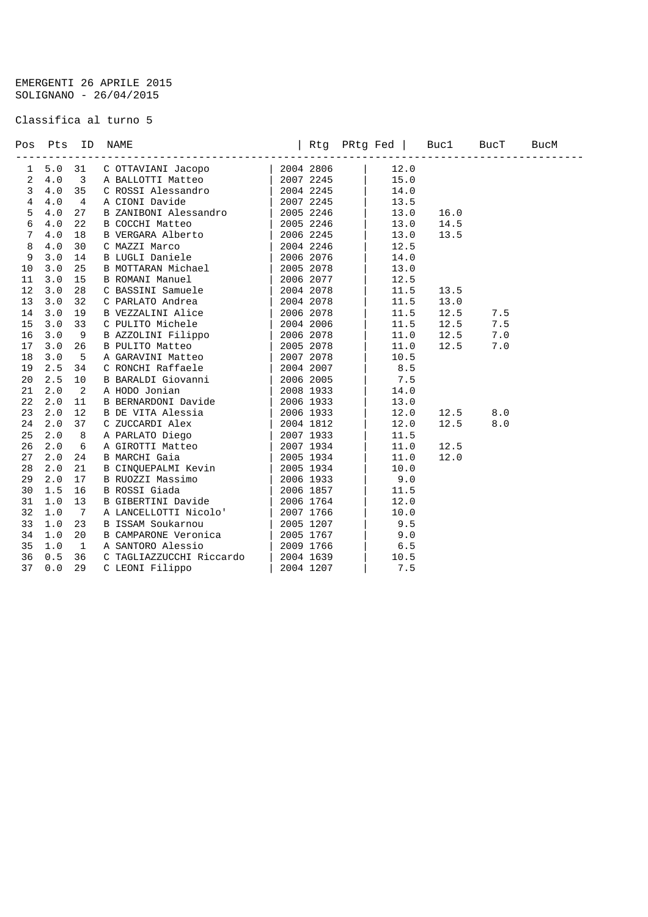EMERGENTI 26 APRILE 2015
SOLIGNANO - 26/04/2015

Classifica al turno 5

| Pos | Pts | ID | NAME | Rtg | PRtg | Fed | Buc1 | BucT | BucM |
|---|---|---|---|---|---|---|---|---|---|
| 1 | 5.0 | 31 | C OTTAVIANI Jacopo | 2004 | 2806 | | 12.0 | | |
| 2 | 4.0 | 3 | A BALLOTTI Matteo | 2007 | 2245 | | 15.0 | | |
| 3 | 4.0 | 35 | C ROSSI Alessandro | 2004 | 2245 | | 14.0 | | |
| 4 | 4.0 | 4 | A CIONI Davide | 2007 | 2245 | | 13.5 | | |
| 5 | 4.0 | 27 | B ZANIBONI Alessandro | 2005 | 2246 | | 13.0 | 16.0 | |
| 6 | 4.0 | 22 | B COCCHI Matteo | 2005 | 2246 | | 13.0 | 14.5 | |
| 7 | 4.0 | 18 | B VERGARA Alberto | 2006 | 2245 | | 13.0 | 13.5 | |
| 8 | 4.0 | 30 | C MAZZI Marco | 2004 | 2246 | | 12.5 | | |
| 9 | 3.0 | 14 | B LUGLI Daniele | 2006 | 2076 | | 14.0 | | |
| 10 | 3.0 | 25 | B MOTTARAN Michael | 2005 | 2078 | | 13.0 | | |
| 11 | 3.0 | 15 | B ROMANI Manuel | 2006 | 2077 | | 12.5 | | |
| 12 | 3.0 | 28 | C BASSINI Samuele | 2004 | 2078 | | 11.5 | 13.5 | |
| 13 | 3.0 | 32 | C PARLATO Andrea | 2004 | 2078 | | 11.5 | 13.0 | |
| 14 | 3.0 | 19 | B VEZZALINI Alice | 2006 | 2078 | | 11.5 | 12.5 | 7.5 |
| 15 | 3.0 | 33 | C PULITO Michele | 2004 | 2006 | | 11.5 | 12.5 | 7.5 |
| 16 | 3.0 | 9 | B AZZOLINI Filippo | 2006 | 2078 | | 11.0 | 12.5 | 7.0 |
| 17 | 3.0 | 26 | B PULITO Matteo | 2005 | 2078 | | 11.0 | 12.5 | 7.0 |
| 18 | 3.0 | 5 | A GARAVINI Matteo | 2007 | 2078 | | 10.5 | | |
| 19 | 2.5 | 34 | C RONCHI Raffaele | 2004 | 2007 | | 8.5 | | |
| 20 | 2.5 | 10 | B BARALDI Giovanni | 2006 | 2005 | | 7.5 | | |
| 21 | 2.0 | 2 | A HODO Jonian | 2008 | 1933 | | 14.0 | | |
| 22 | 2.0 | 11 | B BERNARDONI Davide | 2006 | 1933 | | 13.0 | | |
| 23 | 2.0 | 12 | B DE VITA Alessia | 2006 | 1933 | | 12.0 | 12.5 | 8.0 |
| 24 | 2.0 | 37 | C ZUCCARDI Alex | 2004 | 1812 | | 12.0 | 12.5 | 8.0 |
| 25 | 2.0 | 8 | A PARLATO Diego | 2007 | 1933 | | 11.5 | | |
| 26 | 2.0 | 6 | A GIROTTI Matteo | 2007 | 1934 | | 11.0 | 12.5 | |
| 27 | 2.0 | 24 | B MARCHI Gaia | 2005 | 1934 | | 11.0 | 12.0 | |
| 28 | 2.0 | 21 | B CINQUEPALMI Kevin | 2005 | 1934 | | 10.0 | | |
| 29 | 2.0 | 17 | B RUOZZI Massimo | 2006 | 1933 | | 9.0 | | |
| 30 | 1.5 | 16 | B ROSSI Giada | 2006 | 1857 | | 11.5 | | |
| 31 | 1.0 | 13 | B GIBERTINI Davide | 2006 | 1764 | | 12.0 | | |
| 32 | 1.0 | 7 | A LANCELLOTTI Nicolo' | 2007 | 1766 | | 10.0 | | |
| 33 | 1.0 | 23 | B ISSAM Soukarnou | 2005 | 1207 | | 9.5 | | |
| 34 | 1.0 | 20 | B CAMPARONE Veronica | 2005 | 1767 | | 9.0 | | |
| 35 | 1.0 | 1 | A SANTORO Alessio | 2009 | 1766 | | 6.5 | | |
| 36 | 0.5 | 36 | C TAGLIAZZUCCHI Riccardo | 2004 | 1639 | | 10.5 | | |
| 37 | 0.0 | 29 | C LEONI Filippo | 2004 | 1207 | | 7.5 | | |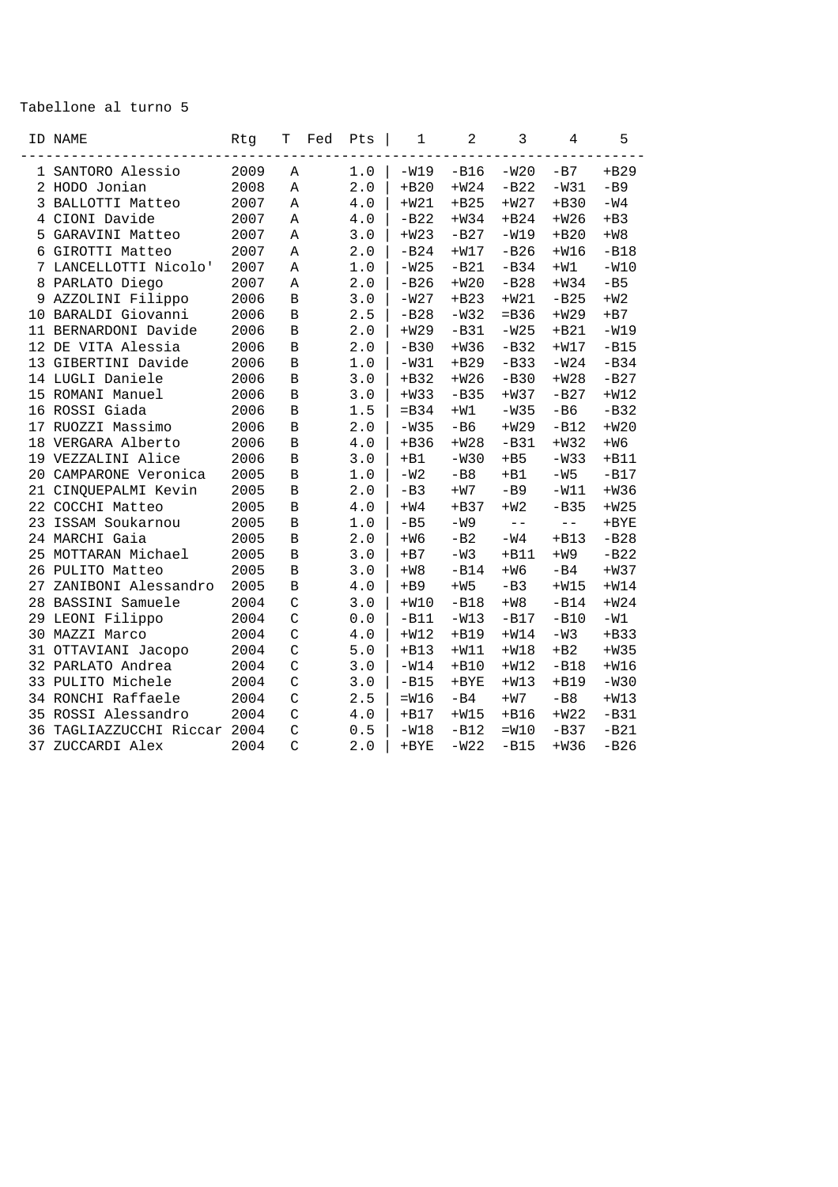Tabellone al turno 5

| ID | NAME | Rtg | T | Fed | Pts | 1 | 2 | 3 | 4 | 5 |
|---|---|---|---|---|---|---|---|---|---|---|
| 1 | SANTORO Alessio | 2009 | A | | 1.0 | -W19 | -B16 | -W20 | -B7 | +B29 |
| 2 | HODO Jonian | 2008 | A | | 2.0 | +B20 | +W24 | -B22 | -W31 | -B9 |
| 3 | BALLOTTI Matteo | 2007 | A | | 4.0 | +W21 | +B25 | +W27 | +B30 | -W4 |
| 4 | CIONI Davide | 2007 | A | | 4.0 | -B22 | +W34 | +B24 | +W26 | +B3 |
| 5 | GARAVINI Matteo | 2007 | A | | 3.0 | +W23 | -B27 | -W19 | +B20 | +W8 |
| 6 | GIROTTI Matteo | 2007 | A | | 2.0 | -B24 | +W17 | -B26 | +W16 | -B18 |
| 7 | LANCELLOTTI Nicolo' | 2007 | A | | 1.0 | -W25 | -B21 | -B34 | +W1 | -W10 |
| 8 | PARLATO Diego | 2007 | A | | 2.0 | -B26 | +W20 | -B28 | +W34 | -B5 |
| 9 | AZZOLINI Filippo | 2006 | B | | 3.0 | -W27 | +B23 | +W21 | -B25 | +W2 |
| 10 | BARALDI Giovanni | 2006 | B | | 2.5 | -B28 | -W32 | =B36 | +W29 | +B7 |
| 11 | BERNARDONI Davide | 2006 | B | | 2.0 | +W29 | -B31 | -W25 | +B21 | -W19 |
| 12 | DE VITA Alessia | 2006 | B | | 2.0 | -B30 | +W36 | -B32 | +W17 | -B15 |
| 13 | GIBERTINI Davide | 2006 | B | | 1.0 | -W31 | +B29 | -B33 | -W24 | -B34 |
| 14 | LUGLI Daniele | 2006 | B | | 3.0 | +B32 | +W26 | -B30 | +W28 | -B27 |
| 15 | ROMANI Manuel | 2006 | B | | 3.0 | +W33 | -B35 | +W37 | -B27 | +W12 |
| 16 | ROSSI Giada | 2006 | B | | 1.5 | =B34 | +W1 | -W35 | -B6 | -B32 |
| 17 | RUOZZI Massimo | 2006 | B | | 2.0 | -W35 | -B6 | +W29 | -B12 | +W20 |
| 18 | VERGARA Alberto | 2006 | B | | 4.0 | +B36 | +W28 | -B31 | +W32 | +W6 |
| 19 | VEZZALINI Alice | 2006 | B | | 3.0 | +B1 | -W30 | +B5 | -W33 | +B11 |
| 20 | CAMPARONE Veronica | 2005 | B | | 1.0 | -W2 | -B8 | +B1 | -W5 | -B17 |
| 21 | CINQUEPALMI Kevin | 2005 | B | | 2.0 | -B3 | +W7 | -B9 | -W11 | +W36 |
| 22 | COCCHI Matteo | 2005 | B | | 4.0 | +W4 | +B37 | +W2 | -B35 | +W25 |
| 23 | ISSAM Soukarnou | 2005 | B | | 1.0 | -B5 | -W9 | -- | -- | +BYE |
| 24 | MARCHI Gaia | 2005 | B | | 2.0 | +W6 | -B2 | -W4 | +B13 | -B28 |
| 25 | MOTTARAN Michael | 2005 | B | | 3.0 | +B7 | -W3 | +B11 | +W9 | -B22 |
| 26 | PULITO Matteo | 2005 | B | | 3.0 | +W8 | -B14 | +W6 | -B4 | +W37 |
| 27 | ZANIBONI Alessandro | 2005 | B | | 4.0 | +B9 | +W5 | -B3 | +W15 | +W14 |
| 28 | BASSINI Samuele | 2004 | C | | 3.0 | +W10 | -B18 | +W8 | -B14 | +W24 |
| 29 | LEONI Filippo | 2004 | C | | 0.0 | -B11 | -W13 | -B17 | -B10 | -W1 |
| 30 | MAZZI Marco | 2004 | C | | 4.0 | +W12 | +B19 | +W14 | -W3 | +B33 |
| 31 | OTTAVIANI Jacopo | 2004 | C | | 5.0 | +B13 | +W11 | +W18 | +B2 | +W35 |
| 32 | PARLATO Andrea | 2004 | C | | 3.0 | -W14 | +B10 | +W12 | -B18 | +W16 |
| 33 | PULITO Michele | 2004 | C | | 3.0 | -B15 | +BYE | +W13 | +B19 | -W30 |
| 34 | RONCHI Raffaele | 2004 | C | | 2.5 | =W16 | -B4 | +W7 | -B8 | +W13 |
| 35 | ROSSI Alessandro | 2004 | C | | 4.0 | +B17 | +W15 | +B16 | +W22 | -B31 |
| 36 | TAGLIAZZUCCHI Riccar | 2004 | C | | 0.5 | -W18 | -B12 | =W10 | -B37 | -B21 |
| 37 | ZUCCARDI Alex | 2004 | C | | 2.0 | +BYE | -W22 | -B15 | +W36 | -B26 |